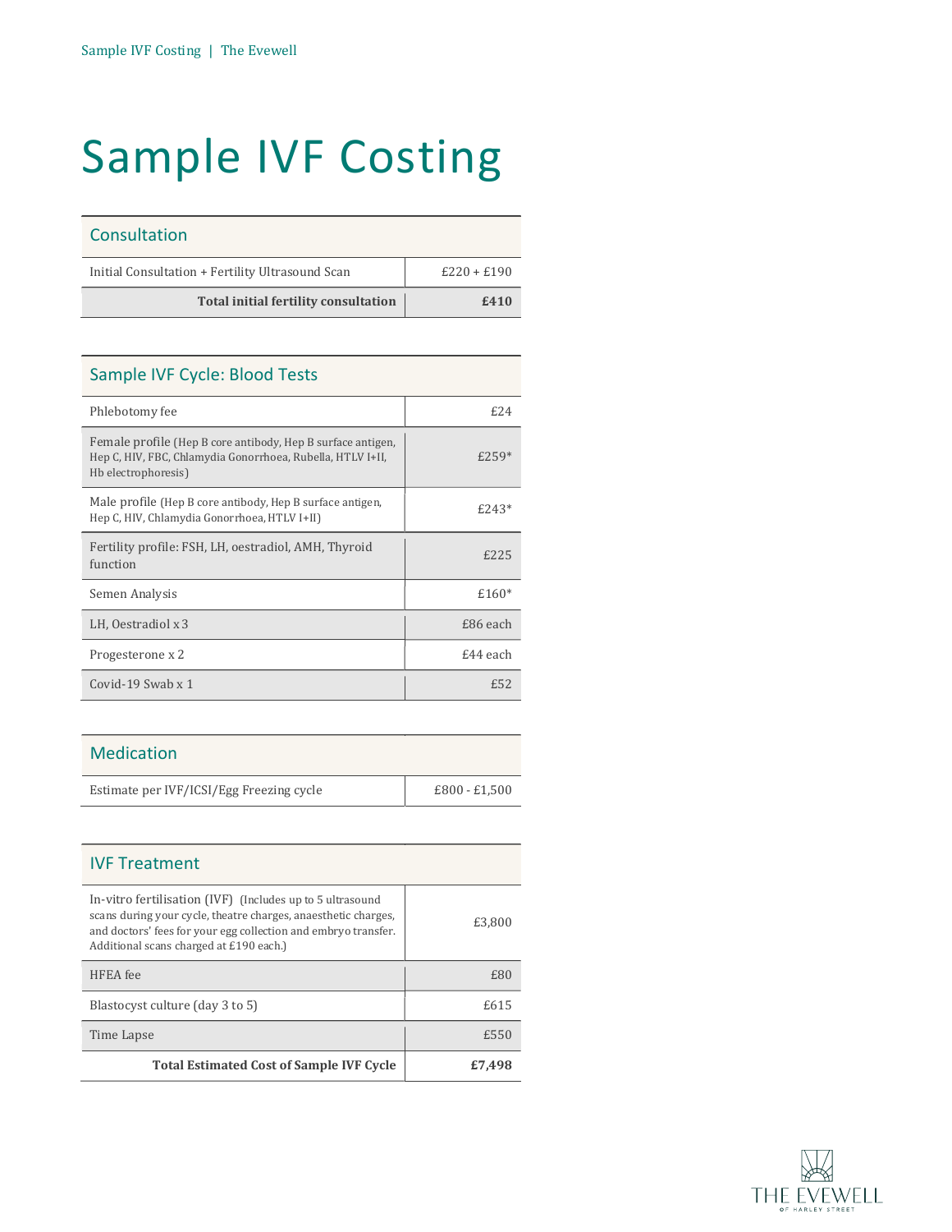# Sample IVF Costing

| Consultation | |
|---|---|
| Initial Consultation + Fertility Ultrasound Scan | £220 + £190 |
| **Total initial fertility consultation** | **£410** |

| Sample IVF Cycle: Blood Tests | |
|---|---|
| Phlebotomy fee | £24 |
| Female profile (Hep B core antibody, Hep B surface antigen, Hep C, HIV, FBC, Chlamydia Gonorrhoea, Rubella, HTLV I+II, Hb electrophoresis) | £259* |
| Male profile (Hep B core antibody, Hep B surface antigen, Hep C, HIV, Chlamydia Gonorrhoea, HTLV I+II) | £243* |
| Fertility profile: FSH, LH, oestradiol, AMH, Thyroid function | £225 |
| Semen Analysis | £160* |
| LH, Oestradiol x 3 | £86 each |
| Progesterone x 2 | £44 each |
| Covid-19 Swab x 1 | £52 |

| Medication | |
|---|---|
| Estimate per IVF/ICSI/Egg Freezing cycle | £800 - £1,500 |

| IVF Treatment | |
|---|---|
| In-vitro fertilisation (IVF) (Includes up to 5 ultrasound scans during your cycle, theatre charges, anaesthetic charges, and doctors' fees for your egg collection and embryo transfer. Additional scans charged at £190 each.) | £3,800 |
| HFEA fee | £80 |
| Blastocyst culture (day 3 to 5) | £615 |
| Time Lapse | £550 |
| **Total Estimated Cost of Sample IVF Cycle** | **£7,498** |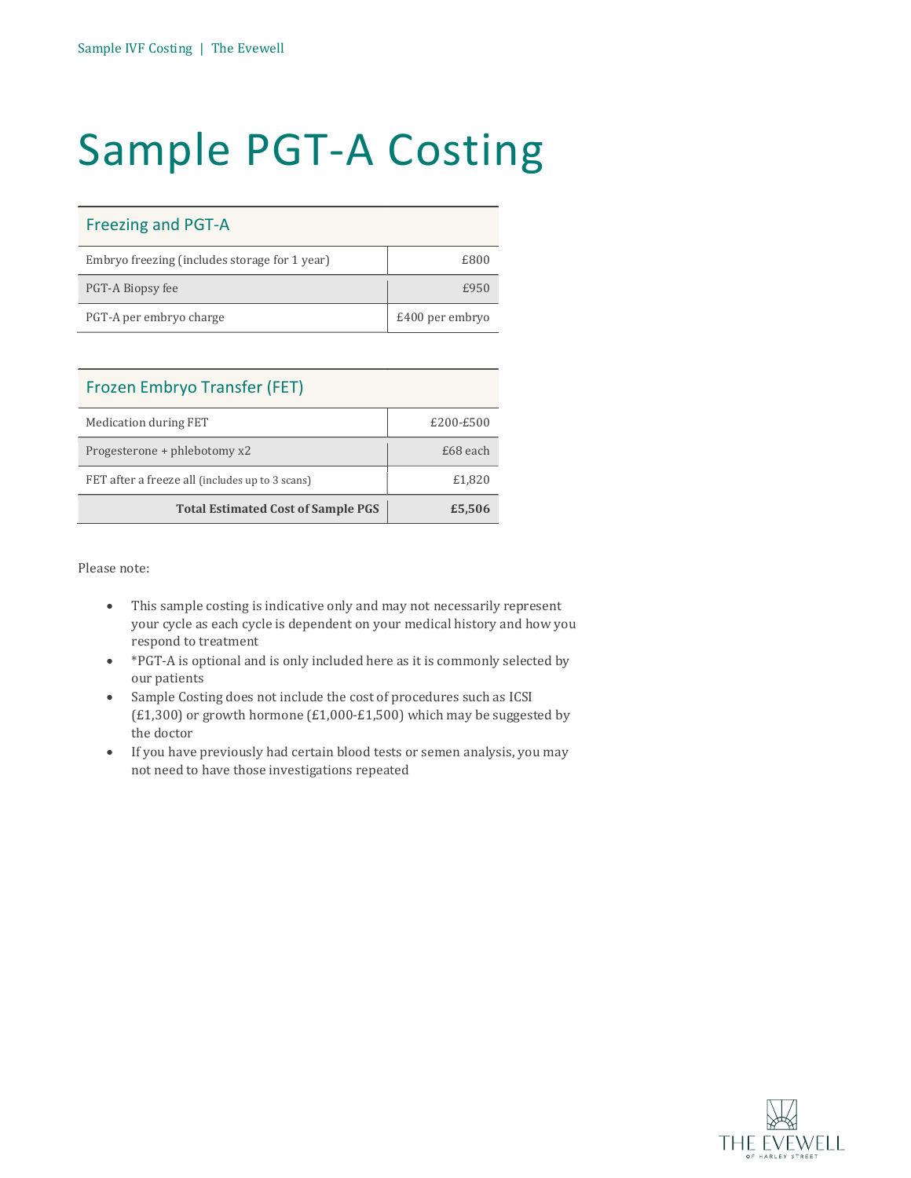# Sample PGT-A Costing

| Freezing and PGT-A | |
|---|---|
| Embryo freezing (includes storage for 1 year) | £800 |
| PGT-A Biopsy fee | £950 |
| PGT-A per embryo charge | £400 per embryo |

| Frozen Embryo Transfer (FET) | |
|---|---|
| Medication during FET | £200-£500 |
| Progesterone + phlebotomy x2 | £68 each |
| FET after a freeze all (includes up to 3 scans) | £1,820 |
| **Total Estimated Cost of Sample PGS** | **£5,506** |

Please note:

- This sample costing is indicative only and may not necessarily represent your cycle as each cycle is dependent on your medical history and how you respond to treatment
- *PGT-A is optional and is only included here as it is commonly selected by our patients
- Sample Costing does not include the cost of procedures such as ICSI (£1,300) or growth hormone (£1,000-£1,500) which may be suggested by the doctor
- If you have previously had certain blood tests or semen analysis, you may not need to have those investigations repeated